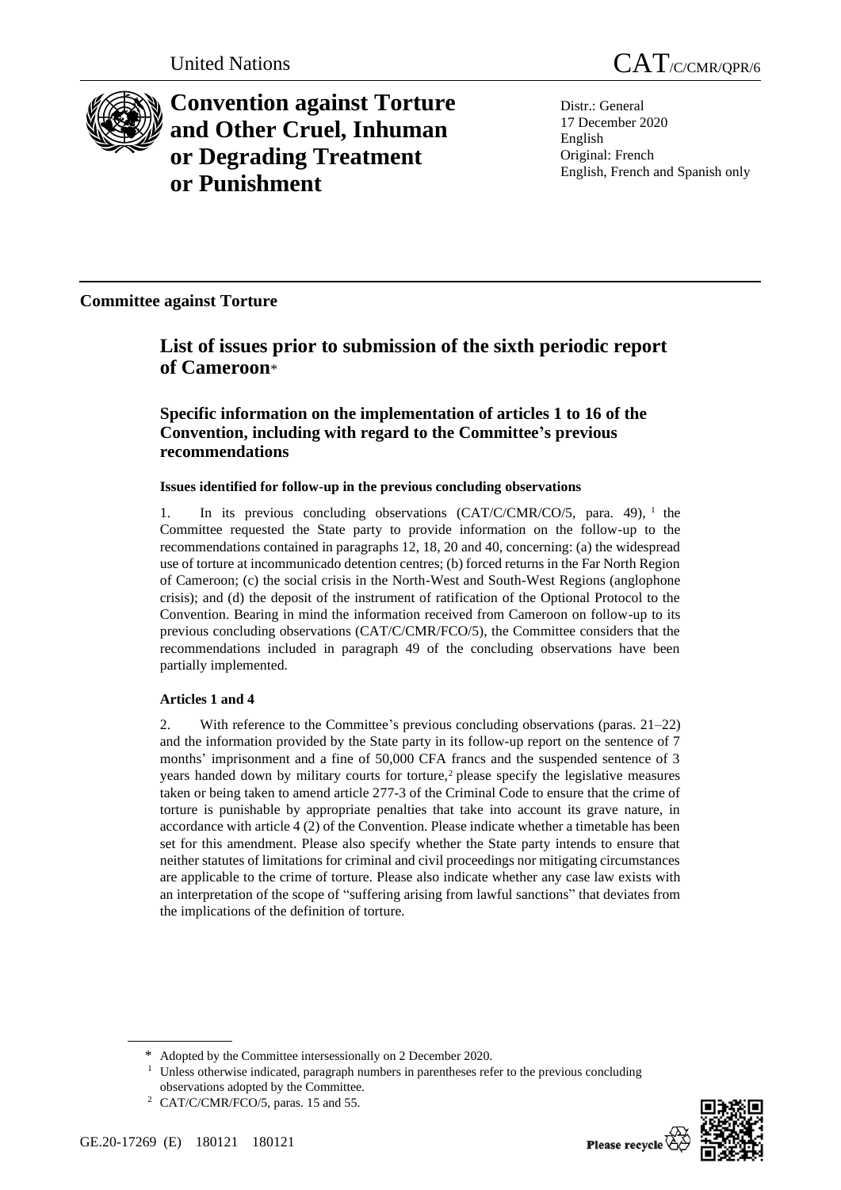United Nations

# CAT/C/CMR/QPR/6

# Convention against Torture and Other Cruel, Inhuman or Degrading Treatment or Punishment

Distr.: General
17 December 2020
English
Original: French
English, French and Spanish only

**Committee against Torture**

## List of issues prior to submission of the sixth periodic report of Cameroon*

### Specific information on the implementation of articles 1 to 16 of the Convention, including with regard to the Committee's previous recommendations

#### Issues identified for follow-up in the previous concluding observations

1. In its previous concluding observations (CAT/C/CMR/CO/5, para. 49),[1] the Committee requested the State party to provide information on the follow-up to the recommendations contained in paragraphs 12, 18, 20 and 40, concerning: (a) the widespread use of torture at incommunicado detention centres; (b) forced returns in the Far North Region of Cameroon; (c) the social crisis in the North-West and South-West Regions (anglophone crisis); and (d) the deposit of the instrument of ratification of the Optional Protocol to the Convention. Bearing in mind the information received from Cameroon on follow-up to its previous concluding observations (CAT/C/CMR/FCO/5), the Committee considers that the recommendations included in paragraph 49 of the concluding observations have been partially implemented.

#### Articles 1 and 4

2. With reference to the Committee's previous concluding observations (paras. 21–22) and the information provided by the State party in its follow-up report on the sentence of 7 months' imprisonment and a fine of 50,000 CFA francs and the suspended sentence of 3 years handed down by military courts for torture,[2] please specify the legislative measures taken or being taken to amend article 277-3 of the Criminal Code to ensure that the crime of torture is punishable by appropriate penalties that take into account its grave nature, in accordance with article 4 (2) of the Convention. Please indicate whether a timetable has been set for this amendment. Please also specify whether the State party intends to ensure that neither statutes of limitations for criminal and civil proceedings nor mitigating circumstances are applicable to the crime of torture. Please also indicate whether any case law exists with an interpretation of the scope of "suffering arising from lawful sanctions" that deviates from the implications of the definition of torture.

---

\* Adopted by the Committee intersessionally on 2 December 2020.

[1] Unless otherwise indicated, paragraph numbers in parentheses refer to the previous concluding observations adopted by the Committee.

[2] CAT/C/CMR/FCO/5, paras. 15 and 55.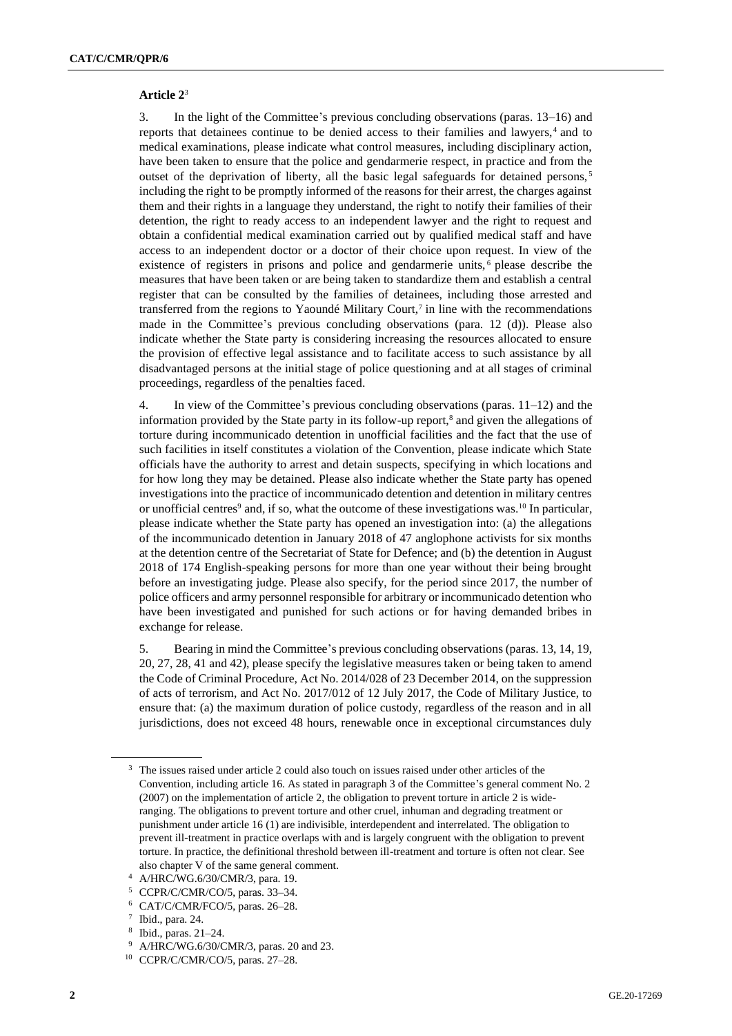**Article 2**[3]

3. In the light of the Committee's previous concluding observations (paras. 13–16) and reports that detainees continue to be denied access to their families and lawyers,[4] and to medical examinations, please indicate what control measures, including disciplinary action, have been taken to ensure that the police and gendarmerie respect, in practice and from the outset of the deprivation of liberty, all the basic legal safeguards for detained persons,[5] including the right to be promptly informed of the reasons for their arrest, the charges against them and their rights in a language they understand, the right to notify their families of their detention, the right to ready access to an independent lawyer and the right to request and obtain a confidential medical examination carried out by qualified medical staff and have access to an independent doctor or a doctor of their choice upon request. In view of the existence of registers in prisons and police and gendarmerie units,[6] please describe the measures that have been taken or are being taken to standardize them and establish a central register that can be consulted by the families of detainees, including those arrested and transferred from the regions to Yaoundé Military Court,[7] in line with the recommendations made in the Committee's previous concluding observations (para. 12 (d)). Please also indicate whether the State party is considering increasing the resources allocated to ensure the provision of effective legal assistance and to facilitate access to such assistance by all disadvantaged persons at the initial stage of police questioning and at all stages of criminal proceedings, regardless of the penalties faced.

4. In view of the Committee's previous concluding observations (paras. 11–12) and the information provided by the State party in its follow-up report,[8] and given the allegations of torture during incommunicado detention in unofficial facilities and the fact that the use of such facilities in itself constitutes a violation of the Convention, please indicate which State officials have the authority to arrest and detain suspects, specifying in which locations and for how long they may be detained. Please also indicate whether the State party has opened investigations into the practice of incommunicado detention and detention in military centres or unofficial centres[9] and, if so, what the outcome of these investigations was.[10] In particular, please indicate whether the State party has opened an investigation into: (a) the allegations of the incommunicado detention in January 2018 of 47 anglophone activists for six months at the detention centre of the Secretariat of State for Defence; and (b) the detention in August 2018 of 174 English-speaking persons for more than one year without their being brought before an investigating judge. Please also specify, for the period since 2017, the number of police officers and army personnel responsible for arbitrary or incommunicado detention who have been investigated and punished for such actions or for having demanded bribes in exchange for release.

5. Bearing in mind the Committee's previous concluding observations (paras. 13, 14, 19, 20, 27, 28, 41 and 42), please specify the legislative measures taken or being taken to amend the Code of Criminal Procedure, Act No. 2014/028 of 23 December 2014, on the suppression of acts of terrorism, and Act No. 2017/012 of 12 July 2017, the Code of Military Justice, to ensure that: (a) the maximum duration of police custody, regardless of the reason and in all jurisdictions, does not exceed 48 hours, renewable once in exceptional circumstances duly

---

[3] The issues raised under article 2 could also touch on issues raised under other articles of the Convention, including article 16. As stated in paragraph 3 of the Committee's general comment No. 2 (2007) on the implementation of article 2, the obligation to prevent torture in article 2 is wide-ranging. The obligations to prevent torture and other cruel, inhuman and degrading treatment or punishment under article 16 (1) are indivisible, interdependent and interrelated. The obligation to prevent ill-treatment in practice overlaps with and is largely congruent with the obligation to prevent torture. In practice, the definitional threshold between ill-treatment and torture is often not clear. See also chapter V of the same general comment.

[4] A/HRC/WG.6/30/CMR/3, para. 19.

[5] CCPR/C/CMR/CO/5, paras. 33–34.

[6] CAT/C/CMR/FCO/5, paras. 26–28.

[7] Ibid., para. 24.

[8] Ibid., paras. 21–24.

[9] A/HRC/WG.6/30/CMR/3, paras. 20 and 23.

[10] CCPR/C/CMR/CO/5, paras. 27–28.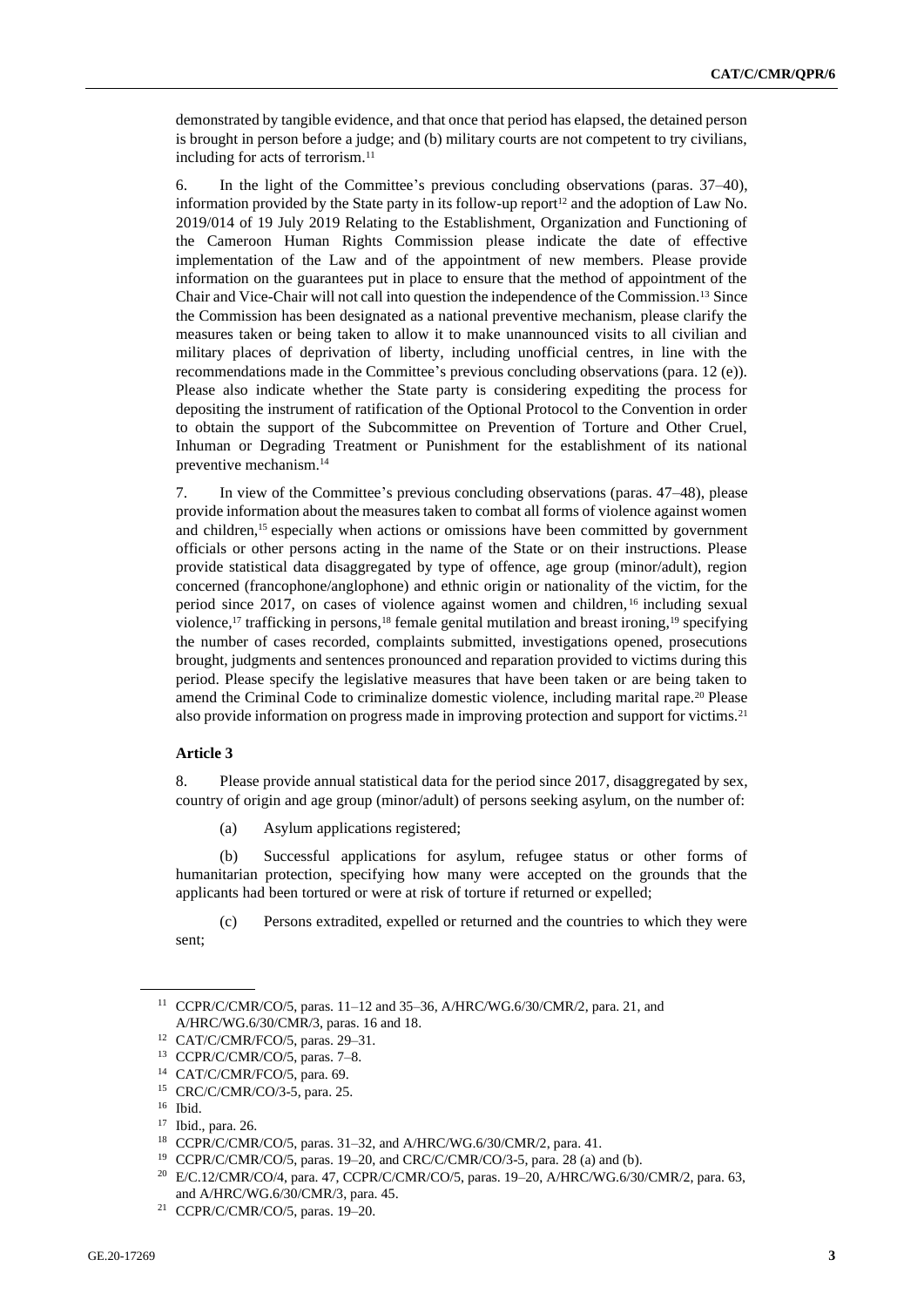demonstrated by tangible evidence, and that once that period has elapsed, the detained person is brought in person before a judge; and (b) military courts are not competent to try civilians, including for acts of terrorism.[11]

6. In the light of the Committee's previous concluding observations (paras. 37–40), information provided by the State party in its follow-up report[12] and the adoption of Law No. 2019/014 of 19 July 2019 Relating to the Establishment, Organization and Functioning of the Cameroon Human Rights Commission please indicate the date of effective implementation of the Law and of the appointment of new members. Please provide information on the guarantees put in place to ensure that the method of appointment of the Chair and Vice-Chair will not call into question the independence of the Commission.[13] Since the Commission has been designated as a national preventive mechanism, please clarify the measures taken or being taken to allow it to make unannounced visits to all civilian and military places of deprivation of liberty, including unofficial centres, in line with the recommendations made in the Committee's previous concluding observations (para. 12 (e)). Please also indicate whether the State party is considering expediting the process for depositing the instrument of ratification of the Optional Protocol to the Convention in order to obtain the support of the Subcommittee on Prevention of Torture and Other Cruel, Inhuman or Degrading Treatment or Punishment for the establishment of its national preventive mechanism.[14]

7. In view of the Committee's previous concluding observations (paras. 47–48), please provide information about the measures taken to combat all forms of violence against women and children,[15] especially when actions or omissions have been committed by government officials or other persons acting in the name of the State or on their instructions. Please provide statistical data disaggregated by type of offence, age group (minor/adult), region concerned (francophone/anglophone) and ethnic origin or nationality of the victim, for the period since 2017, on cases of violence against women and children,[16] including sexual violence,[17] trafficking in persons,[18] female genital mutilation and breast ironing,[19] specifying the number of cases recorded, complaints submitted, investigations opened, prosecutions brought, judgments and sentences pronounced and reparation provided to victims during this period. Please specify the legislative measures that have been taken or are being taken to amend the Criminal Code to criminalize domestic violence, including marital rape.[20] Please also provide information on progress made in improving protection and support for victims.[21]

**Article 3**

8. Please provide annual statistical data for the period since 2017, disaggregated by sex, country of origin and age group (minor/adult) of persons seeking asylum, on the number of:

(a) Asylum applications registered;

(b) Successful applications for asylum, refugee status or other forms of humanitarian protection, specifying how many were accepted on the grounds that the applicants had been tortured or were at risk of torture if returned or expelled;

(c) Persons extradited, expelled or returned and the countries to which they were sent;

---

[11] CCPR/C/CMR/CO/5, paras. 11–12 and 35–36, A/HRC/WG.6/30/CMR/2, para. 21, and A/HRC/WG.6/30/CMR/3, paras. 16 and 18.

[12] CAT/C/CMR/FCO/5, paras. 29–31.

[13] CCPR/C/CMR/CO/5, paras. 7–8.

[14] CAT/C/CMR/FCO/5, para. 69.

[15] CRC/C/CMR/CO/3-5, para. 25.

[16] Ibid.

[17] Ibid., para. 26.

[18] CCPR/C/CMR/CO/5, paras. 31–32, and A/HRC/WG.6/30/CMR/2, para. 41.

[19] CCPR/C/CMR/CO/5, paras. 19–20, and CRC/C/CMR/CO/3-5, para. 28 (a) and (b).

[20] E/C.12/CMR/CO/4, para. 47, CCPR/C/CMR/CO/5, paras. 19–20, A/HRC/WG.6/30/CMR/2, para. 63, and A/HRC/WG.6/30/CMR/3, para. 45.

[21] CCPR/C/CMR/CO/5, paras. 19–20.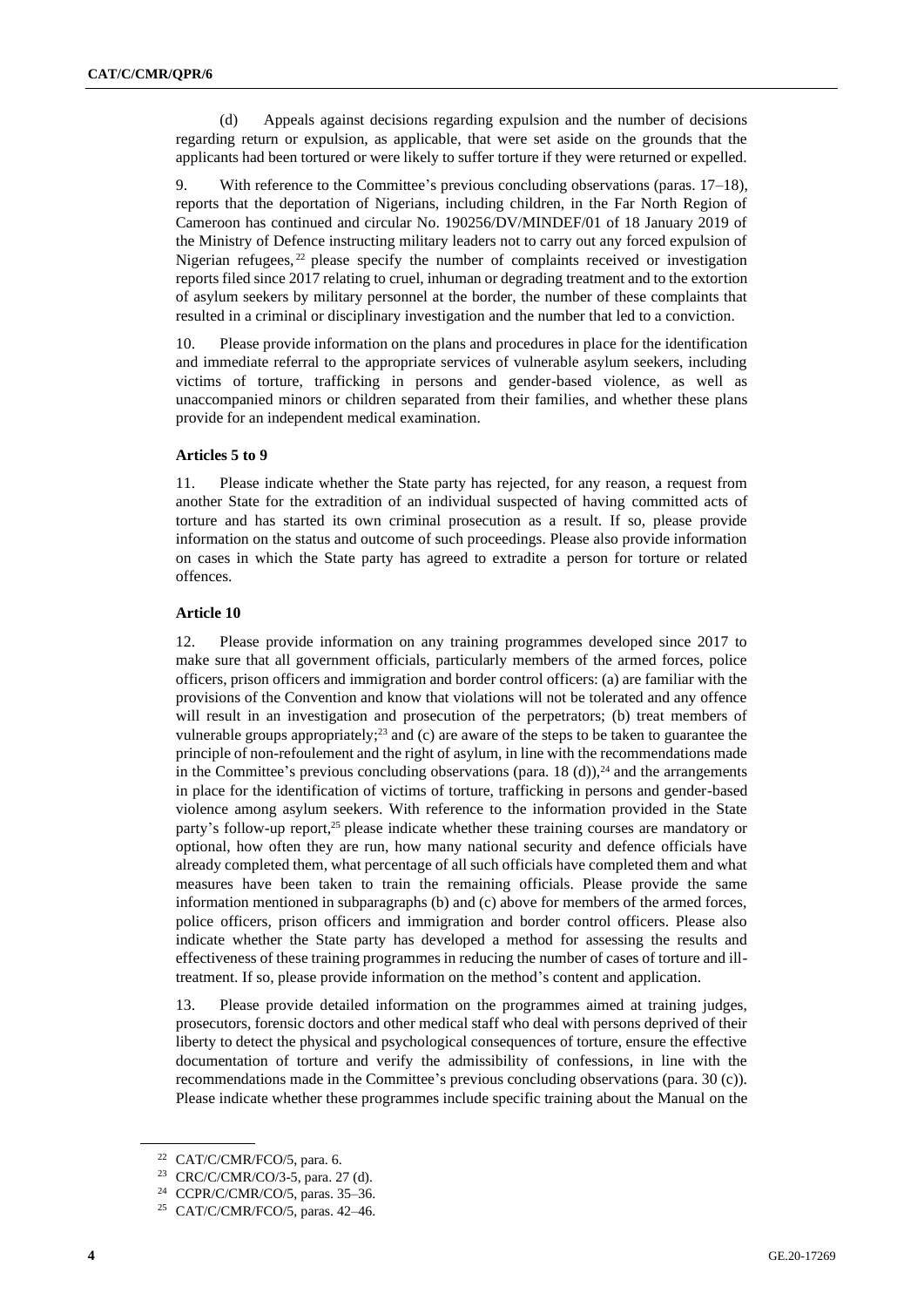(d) Appeals against decisions regarding expulsion and the number of decisions regarding return or expulsion, as applicable, that were set aside on the grounds that the applicants had been tortured or were likely to suffer torture if they were returned or expelled.

9. With reference to the Committee's previous concluding observations (paras. 17–18), reports that the deportation of Nigerians, including children, in the Far North Region of Cameroon has continued and circular No. 190256/DV/MINDEF/01 of 18 January 2019 of the Ministry of Defence instructing military leaders not to carry out any forced expulsion of Nigerian refugees,[22] please specify the number of complaints received or investigation reports filed since 2017 relating to cruel, inhuman or degrading treatment and to the extortion of asylum seekers by military personnel at the border, the number of these complaints that resulted in a criminal or disciplinary investigation and the number that led to a conviction.

10. Please provide information on the plans and procedures in place for the identification and immediate referral to the appropriate services of vulnerable asylum seekers, including victims of torture, trafficking in persons and gender-based violence, as well as unaccompanied minors or children separated from their families, and whether these plans provide for an independent medical examination.

### Articles 5 to 9

11. Please indicate whether the State party has rejected, for any reason, a request from another State for the extradition of an individual suspected of having committed acts of torture and has started its own criminal prosecution as a result. If so, please provide information on the status and outcome of such proceedings. Please also provide information on cases in which the State party has agreed to extradite a person for torture or related offences.

### Article 10

12. Please provide information on any training programmes developed since 2017 to make sure that all government officials, particularly members of the armed forces, police officers, prison officers and immigration and border control officers: (a) are familiar with the provisions of the Convention and know that violations will not be tolerated and any offence will result in an investigation and prosecution of the perpetrators; (b) treat members of vulnerable groups appropriately;[23] and (c) are aware of the steps to be taken to guarantee the principle of non-refoulement and the right of asylum, in line with the recommendations made in the Committee's previous concluding observations (para. 18 (d)),[24] and the arrangements in place for the identification of victims of torture, trafficking in persons and gender-based violence among asylum seekers. With reference to the information provided in the State party's follow-up report,[25] please indicate whether these training courses are mandatory or optional, how often they are run, how many national security and defence officials have already completed them, what percentage of all such officials have completed them and what measures have been taken to train the remaining officials. Please provide the same information mentioned in subparagraphs (b) and (c) above for members of the armed forces, police officers, prison officers and immigration and border control officers. Please also indicate whether the State party has developed a method for assessing the results and effectiveness of these training programmes in reducing the number of cases of torture and ill-treatment. If so, please provide information on the method's content and application.

13. Please provide detailed information on the programmes aimed at training judges, prosecutors, forensic doctors and other medical staff who deal with persons deprived of their liberty to detect the physical and psychological consequences of torture, ensure the effective documentation of torture and verify the admissibility of confessions, in line with the recommendations made in the Committee's previous concluding observations (para. 30 (c)). Please indicate whether these programmes include specific training about the Manual on the

[22] CAT/C/CMR/FCO/5, para. 6.

[23] CRC/C/CMR/CO/3-5, para. 27 (d).

[24] CCPR/C/CMR/CO/5, paras. 35–36.

[25] CAT/C/CMR/FCO/5, paras. 42–46.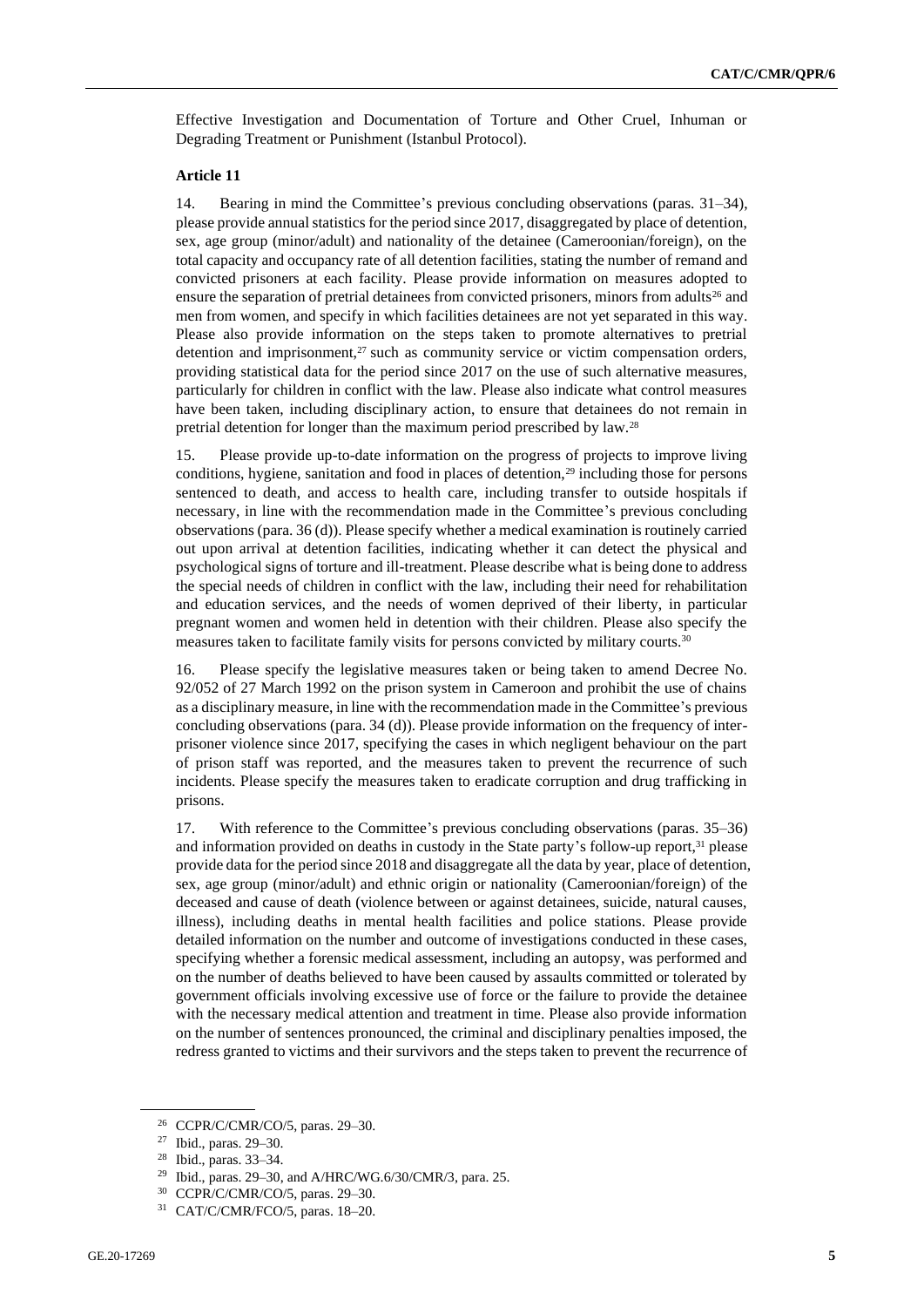Effective Investigation and Documentation of Torture and Other Cruel, Inhuman or Degrading Treatment or Punishment (Istanbul Protocol).

**Article 11**

14. Bearing in mind the Committee's previous concluding observations (paras. 31–34), please provide annual statistics for the period since 2017, disaggregated by place of detention, sex, age group (minor/adult) and nationality of the detainee (Cameroonian/foreign), on the total capacity and occupancy rate of all detention facilities, stating the number of remand and convicted prisoners at each facility. Please provide information on measures adopted to ensure the separation of pretrial detainees from convicted prisoners, minors from adults[26] and men from women, and specify in which facilities detainees are not yet separated in this way. Please also provide information on the steps taken to promote alternatives to pretrial detention and imprisonment,[27] such as community service or victim compensation orders, providing statistical data for the period since 2017 on the use of such alternative measures, particularly for children in conflict with the law. Please also indicate what control measures have been taken, including disciplinary action, to ensure that detainees do not remain in pretrial detention for longer than the maximum period prescribed by law.[28]

15. Please provide up-to-date information on the progress of projects to improve living conditions, hygiene, sanitation and food in places of detention,[29] including those for persons sentenced to death, and access to health care, including transfer to outside hospitals if necessary, in line with the recommendation made in the Committee's previous concluding observations (para. 36 (d)). Please specify whether a medical examination is routinely carried out upon arrival at detention facilities, indicating whether it can detect the physical and psychological signs of torture and ill-treatment. Please describe what is being done to address the special needs of children in conflict with the law, including their need for rehabilitation and education services, and the needs of women deprived of their liberty, in particular pregnant women and women held in detention with their children. Please also specify the measures taken to facilitate family visits for persons convicted by military courts.[30]

16. Please specify the legislative measures taken or being taken to amend Decree No. 92/052 of 27 March 1992 on the prison system in Cameroon and prohibit the use of chains as a disciplinary measure, in line with the recommendation made in the Committee's previous concluding observations (para. 34 (d)). Please provide information on the frequency of inter-prisoner violence since 2017, specifying the cases in which negligent behaviour on the part of prison staff was reported, and the measures taken to prevent the recurrence of such incidents. Please specify the measures taken to eradicate corruption and drug trafficking in prisons.

17. With reference to the Committee's previous concluding observations (paras. 35–36) and information provided on deaths in custody in the State party's follow-up report,[31] please provide data for the period since 2018 and disaggregate all the data by year, place of detention, sex, age group (minor/adult) and ethnic origin or nationality (Cameroonian/foreign) of the deceased and cause of death (violence between or against detainees, suicide, natural causes, illness), including deaths in mental health facilities and police stations. Please provide detailed information on the number and outcome of investigations conducted in these cases, specifying whether a forensic medical assessment, including an autopsy, was performed and on the number of deaths believed to have been caused by assaults committed or tolerated by government officials involving excessive use of force or the failure to provide the detainee with the necessary medical attention and treatment in time. Please also provide information on the number of sentences pronounced, the criminal and disciplinary penalties imposed, the redress granted to victims and their survivors and the steps taken to prevent the recurrence of

---

[26] CCPR/C/CMR/CO/5, paras. 29–30.

[27] Ibid., paras. 29–30.

[28] Ibid., paras. 33–34.

[29] Ibid., paras. 29–30, and A/HRC/WG.6/30/CMR/3, para. 25.

[30] CCPR/C/CMR/CO/5, paras. 29–30.

[31] CAT/C/CMR/FCO/5, paras. 18–20.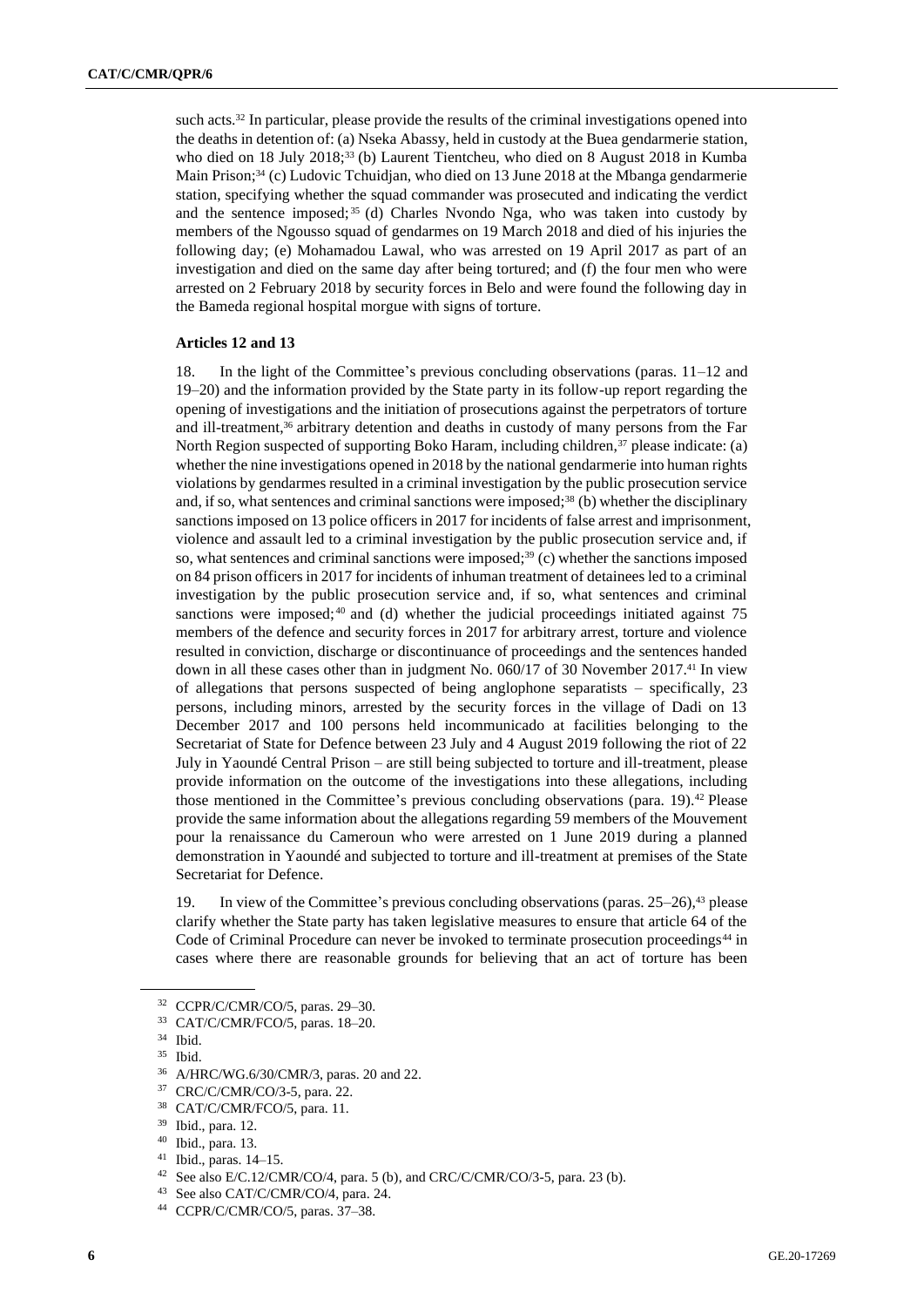such acts.[32] In particular, please provide the results of the criminal investigations opened into the deaths in detention of: (a) Nseka Abassy, held in custody at the Buea gendarmerie station, who died on 18 July 2018;[33] (b) Laurent Tientcheu, who died on 8 August 2018 in Kumba Main Prison;[34] (c) Ludovic Tchuidjan, who died on 13 June 2018 at the Mbanga gendarmerie station, specifying whether the squad commander was prosecuted and indicating the verdict and the sentence imposed;[35] (d) Charles Nvondo Nga, who was taken into custody by members of the Ngousso squad of gendarmes on 19 March 2018 and died of his injuries the following day; (e) Mohamadou Lawal, who was arrested on 19 April 2017 as part of an investigation and died on the same day after being tortured; and (f) the four men who were arrested on 2 February 2018 by security forces in Belo and were found the following day in the Bameda regional hospital morgue with signs of torture.

**Articles 12 and 13**

18. In the light of the Committee's previous concluding observations (paras. 11–12 and 19–20) and the information provided by the State party in its follow-up report regarding the opening of investigations and the initiation of prosecutions against the perpetrators of torture and ill-treatment,[36] arbitrary detention and deaths in custody of many persons from the Far North Region suspected of supporting Boko Haram, including children,[37] please indicate: (a) whether the nine investigations opened in 2018 by the national gendarmerie into human rights violations by gendarmes resulted in a criminal investigation by the public prosecution service and, if so, what sentences and criminal sanctions were imposed;[38] (b) whether the disciplinary sanctions imposed on 13 police officers in 2017 for incidents of false arrest and imprisonment, violence and assault led to a criminal investigation by the public prosecution service and, if so, what sentences and criminal sanctions were imposed;[39] (c) whether the sanctions imposed on 84 prison officers in 2017 for incidents of inhuman treatment of detainees led to a criminal investigation by the public prosecution service and, if so, what sentences and criminal sanctions were imposed;[40] and (d) whether the judicial proceedings initiated against 75 members of the defence and security forces in 2017 for arbitrary arrest, torture and violence resulted in conviction, discharge or discontinuance of proceedings and the sentences handed down in all these cases other than in judgment No. 060/17 of 30 November 2017.[41] In view of allegations that persons suspected of being anglophone separatists – specifically, 23 persons, including minors, arrested by the security forces in the village of Dadi on 13 December 2017 and 100 persons held incommunicado at facilities belonging to the Secretariat of State for Defence between 23 July and 4 August 2019 following the riot of 22 July in Yaoundé Central Prison – are still being subjected to torture and ill-treatment, please provide information on the outcome of the investigations into these allegations, including those mentioned in the Committee's previous concluding observations (para. 19).[42] Please provide the same information about the allegations regarding 59 members of the Mouvement pour la renaissance du Cameroun who were arrested on 1 June 2019 during a planned demonstration in Yaoundé and subjected to torture and ill-treatment at premises of the State Secretariat for Defence.

19. In view of the Committee's previous concluding observations (paras. 25–26),[43] please clarify whether the State party has taken legislative measures to ensure that article 64 of the Code of Criminal Procedure can never be invoked to terminate prosecution proceedings[44] in cases where there are reasonable grounds for believing that an act of torture has been

---

[32] CCPR/C/CMR/CO/5, paras. 29–30.

[33] CAT/C/CMR/FCO/5, paras. 18–20.

[34] Ibid.

[35] Ibid.

[36] A/HRC/WG.6/30/CMR/3, paras. 20 and 22.

[37] CRC/C/CMR/CO/3-5, para. 22.

[38] CAT/C/CMR/FCO/5, para. 11.

[39] Ibid., para. 12.

[40] Ibid., para. 13.

[41] Ibid., paras. 14–15.

[42] See also E/C.12/CMR/CO/4, para. 5 (b), and CRC/C/CMR/CO/3-5, para. 23 (b).

[43] See also CAT/C/CMR/CO/4, para. 24.

[44] CCPR/C/CMR/CO/5, paras. 37–38.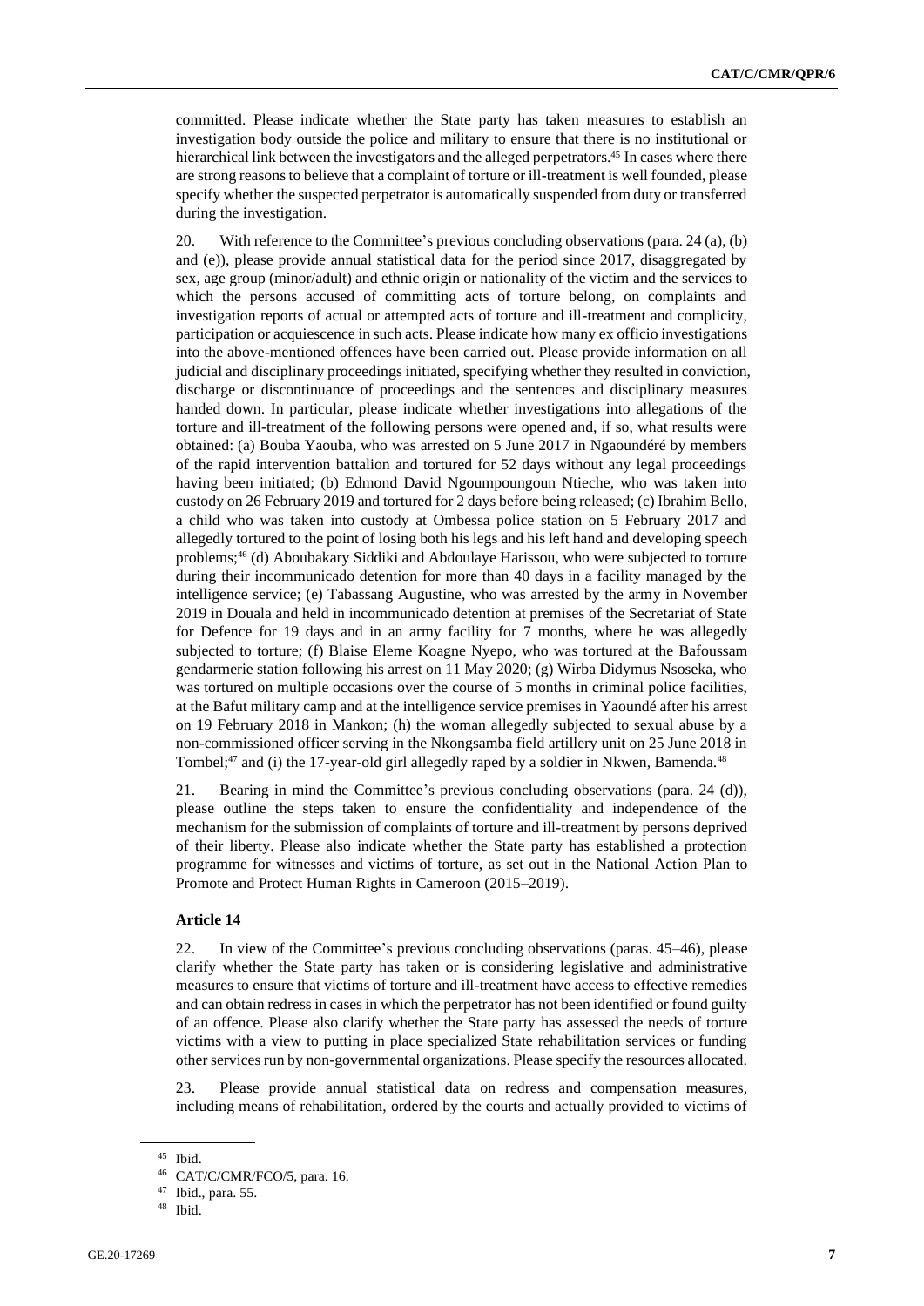committed. Please indicate whether the State party has taken measures to establish an investigation body outside the police and military to ensure that there is no institutional or hierarchical link between the investigators and the alleged perpetrators.[45] In cases where there are strong reasons to believe that a complaint of torture or ill-treatment is well founded, please specify whether the suspected perpetrator is automatically suspended from duty or transferred during the investigation.

20. With reference to the Committee's previous concluding observations (para. 24 (a), (b) and (e)), please provide annual statistical data for the period since 2017, disaggregated by sex, age group (minor/adult) and ethnic origin or nationality of the victim and the services to which the persons accused of committing acts of torture belong, on complaints and investigation reports of actual or attempted acts of torture and ill-treatment and complicity, participation or acquiescence in such acts. Please indicate how many ex officio investigations into the above-mentioned offences have been carried out. Please provide information on all judicial and disciplinary proceedings initiated, specifying whether they resulted in conviction, discharge or discontinuance of proceedings and the sentences and disciplinary measures handed down. In particular, please indicate whether investigations into allegations of the torture and ill-treatment of the following persons were opened and, if so, what results were obtained: (a) Bouba Yaouba, who was arrested on 5 June 2017 in Ngaoundéré by members of the rapid intervention battalion and tortured for 52 days without any legal proceedings having been initiated; (b) Edmond David Ngoumpoungoun Ntieche, who was taken into custody on 26 February 2019 and tortured for 2 days before being released; (c) Ibrahim Bello, a child who was taken into custody at Ombessa police station on 5 February 2017 and allegedly tortured to the point of losing both his legs and his left hand and developing speech problems;[46] (d) Aboubakary Siddiki and Abdoulaye Harissou, who were subjected to torture during their incommunicado detention for more than 40 days in a facility managed by the intelligence service; (e) Tabassang Augustine, who was arrested by the army in November 2019 in Douala and held in incommunicado detention at premises of the Secretariat of State for Defence for 19 days and in an army facility for 7 months, where he was allegedly subjected to torture; (f) Blaise Eleme Koagne Nyepo, who was tortured at the Bafoussam gendarmerie station following his arrest on 11 May 2020; (g) Wirba Didymus Nsoseka, who was tortured on multiple occasions over the course of 5 months in criminal police facilities, at the Bafut military camp and at the intelligence service premises in Yaoundé after his arrest on 19 February 2018 in Mankon; (h) the woman allegedly subjected to sexual abuse by a non-commissioned officer serving in the Nkongsamba field artillery unit on 25 June 2018 in Tombel;[47] and (i) the 17-year-old girl allegedly raped by a soldier in Nkwen, Bamenda.[48]

21. Bearing in mind the Committee's previous concluding observations (para. 24 (d)), please outline the steps taken to ensure the confidentiality and independence of the mechanism for the submission of complaints of torture and ill-treatment by persons deprived of their liberty. Please also indicate whether the State party has established a protection programme for witnesses and victims of torture, as set out in the National Action Plan to Promote and Protect Human Rights in Cameroon (2015–2019).

**Article 14**

22. In view of the Committee's previous concluding observations (paras. 45–46), please clarify whether the State party has taken or is considering legislative and administrative measures to ensure that victims of torture and ill-treatment have access to effective remedies and can obtain redress in cases in which the perpetrator has not been identified or found guilty of an offence. Please also clarify whether the State party has assessed the needs of torture victims with a view to putting in place specialized State rehabilitation services or funding other services run by non-governmental organizations. Please specify the resources allocated.

23. Please provide annual statistical data on redress and compensation measures, including means of rehabilitation, ordered by the courts and actually provided to victims of

---

[45] Ibid.

[46] CAT/C/CMR/FCO/5, para. 16.

[47] Ibid., para. 55.

[48] Ibid.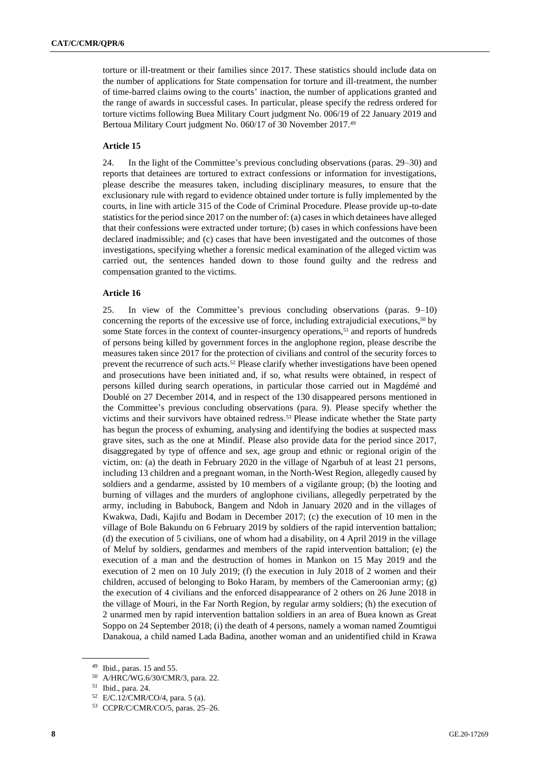torture or ill-treatment or their families since 2017. These statistics should include data on the number of applications for State compensation for torture and ill-treatment, the number of time-barred claims owing to the courts' inaction, the number of applications granted and the range of awards in successful cases. In particular, please specify the redress ordered for torture victims following Buea Military Court judgment No. 006/19 of 22 January 2019 and Bertoua Military Court judgment No. 060/17 of 30 November 2017.[49]

### Article 15

24. In the light of the Committee's previous concluding observations (paras. 29–30) and reports that detainees are tortured to extract confessions or information for investigations, please describe the measures taken, including disciplinary measures, to ensure that the exclusionary rule with regard to evidence obtained under torture is fully implemented by the courts, in line with article 315 of the Code of Criminal Procedure. Please provide up-to-date statistics for the period since 2017 on the number of: (a) cases in which detainees have alleged that their confessions were extracted under torture; (b) cases in which confessions have been declared inadmissible; and (c) cases that have been investigated and the outcomes of those investigations, specifying whether a forensic medical examination of the alleged victim was carried out, the sentences handed down to those found guilty and the redress and compensation granted to the victims.

### Article 16

25. In view of the Committee's previous concluding observations (paras. 9–10) concerning the reports of the excessive use of force, including extrajudicial executions,[50] by some State forces in the context of counter-insurgency operations,[51] and reports of hundreds of persons being killed by government forces in the anglophone region, please describe the measures taken since 2017 for the protection of civilians and control of the security forces to prevent the recurrence of such acts.[52] Please clarify whether investigations have been opened and prosecutions have been initiated and, if so, what results were obtained, in respect of persons killed during search operations, in particular those carried out in Magdémé and Doublé on 27 December 2014, and in respect of the 130 disappeared persons mentioned in the Committee's previous concluding observations (para. 9). Please specify whether the victims and their survivors have obtained redress.[53] Please indicate whether the State party has begun the process of exhuming, analysing and identifying the bodies at suspected mass grave sites, such as the one at Mindif. Please also provide data for the period since 2017, disaggregated by type of offence and sex, age group and ethnic or regional origin of the victim, on: (a) the death in February 2020 in the village of Ngarbuh of at least 21 persons, including 13 children and a pregnant woman, in the North-West Region, allegedly caused by soldiers and a gendarme, assisted by 10 members of a vigilante group; (b) the looting and burning of villages and the murders of anglophone civilians, allegedly perpetrated by the army, including in Babubock, Bangem and Ndoh in January 2020 and in the villages of Kwakwa, Dadi, Kajifu and Bodam in December 2017; (c) the execution of 10 men in the village of Bole Bakundu on 6 February 2019 by soldiers of the rapid intervention battalion; (d) the execution of 5 civilians, one of whom had a disability, on 4 April 2019 in the village of Meluf by soldiers, gendarmes and members of the rapid intervention battalion; (e) the execution of a man and the destruction of homes in Mankon on 15 May 2019 and the execution of 2 men on 10 July 2019; (f) the execution in July 2018 of 2 women and their children, accused of belonging to Boko Haram, by members of the Cameroonian army; (g) the execution of 4 civilians and the enforced disappearance of 2 others on 26 June 2018 in the village of Mouri, in the Far North Region, by regular army soldiers; (h) the execution of 2 unarmed men by rapid intervention battalion soldiers in an area of Buea known as Great Soppo on 24 September 2018; (i) the death of 4 persons, namely a woman named Zoumtigui Danakoua, a child named Lada Badina, another woman and an unidentified child in Krawa

[49] Ibid., paras. 15 and 55.

[50] A/HRC/WG.6/30/CMR/3, para. 22.

[51] Ibid., para. 24.

[52] E/C.12/CMR/CO/4, para. 5 (a).

[53] CCPR/C/CMR/CO/5, paras. 25–26.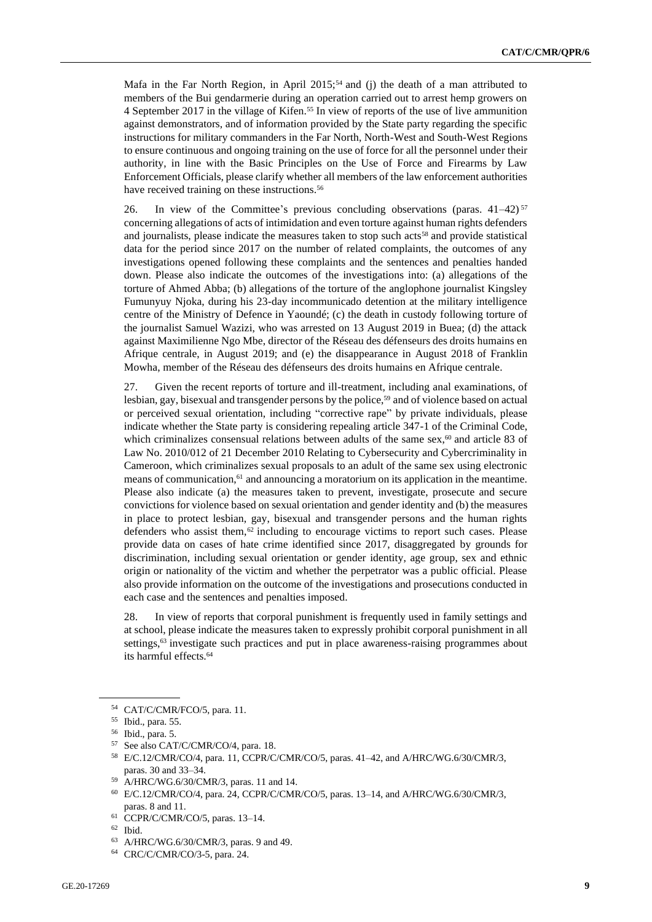Mafa in the Far North Region, in April 2015;[54] and (j) the death of a man attributed to members of the Bui gendarmerie during an operation carried out to arrest hemp growers on 4 September 2017 in the village of Kifen.[55] In view of reports of the use of live ammunition against demonstrators, and of information provided by the State party regarding the specific instructions for military commanders in the Far North, North-West and South-West Regions to ensure continuous and ongoing training on the use of force for all the personnel under their authority, in line with the Basic Principles on the Use of Force and Firearms by Law Enforcement Officials, please clarify whether all members of the law enforcement authorities have received training on these instructions.[56]

26. In view of the Committee's previous concluding observations (paras. 41–42)[57] concerning allegations of acts of intimidation and even torture against human rights defenders and journalists, please indicate the measures taken to stop such acts[58] and provide statistical data for the period since 2017 on the number of related complaints, the outcomes of any investigations opened following these complaints and the sentences and penalties handed down. Please also indicate the outcomes of the investigations into: (a) allegations of the torture of Ahmed Abba; (b) allegations of the torture of the anglophone journalist Kingsley Fumunyuy Njoka, during his 23-day incommunicado detention at the military intelligence centre of the Ministry of Defence in Yaoundé; (c) the death in custody following torture of the journalist Samuel Wazizi, who was arrested on 13 August 2019 in Buea; (d) the attack against Maximilienne Ngo Mbe, director of the Réseau des défenseurs des droits humains en Afrique centrale, in August 2019; and (e) the disappearance in August 2018 of Franklin Mowha, member of the Réseau des défenseurs des droits humains en Afrique centrale.

27. Given the recent reports of torture and ill-treatment, including anal examinations, of lesbian, gay, bisexual and transgender persons by the police,[59] and of violence based on actual or perceived sexual orientation, including "corrective rape" by private individuals, please indicate whether the State party is considering repealing article 347-1 of the Criminal Code, which criminalizes consensual relations between adults of the same sex,[60] and article 83 of Law No. 2010/012 of 21 December 2010 Relating to Cybersecurity and Cybercriminality in Cameroon, which criminalizes sexual proposals to an adult of the same sex using electronic means of communication,[61] and announcing a moratorium on its application in the meantime. Please also indicate (a) the measures taken to prevent, investigate, prosecute and secure convictions for violence based on sexual orientation and gender identity and (b) the measures in place to protect lesbian, gay, bisexual and transgender persons and the human rights defenders who assist them,[62] including to encourage victims to report such cases. Please provide data on cases of hate crime identified since 2017, disaggregated by grounds for discrimination, including sexual orientation or gender identity, age group, sex and ethnic origin or nationality of the victim and whether the perpetrator was a public official. Please also provide information on the outcome of the investigations and prosecutions conducted in each case and the sentences and penalties imposed.

28. In view of reports that corporal punishment is frequently used in family settings and at school, please indicate the measures taken to expressly prohibit corporal punishment in all settings,[63] investigate such practices and put in place awareness-raising programmes about its harmful effects.[64]

---

[54] CAT/C/CMR/FCO/5, para. 11.

[55] Ibid., para. 55.

[56] Ibid., para. 5.

[57] See also CAT/C/CMR/CO/4, para. 18.

[58] E/C.12/CMR/CO/4, para. 11, CCPR/C/CMR/CO/5, paras. 41–42, and A/HRC/WG.6/30/CMR/3, paras. 30 and 33–34.

[59] A/HRC/WG.6/30/CMR/3, paras. 11 and 14.

[60] E/C.12/CMR/CO/4, para. 24, CCPR/C/CMR/CO/5, paras. 13–14, and A/HRC/WG.6/30/CMR/3, paras. 8 and 11.

[61] CCPR/C/CMR/CO/5, paras. 13–14.

[62] Ibid.

[63] A/HRC/WG.6/30/CMR/3, paras. 9 and 49.

[64] CRC/C/CMR/CO/3-5, para. 24.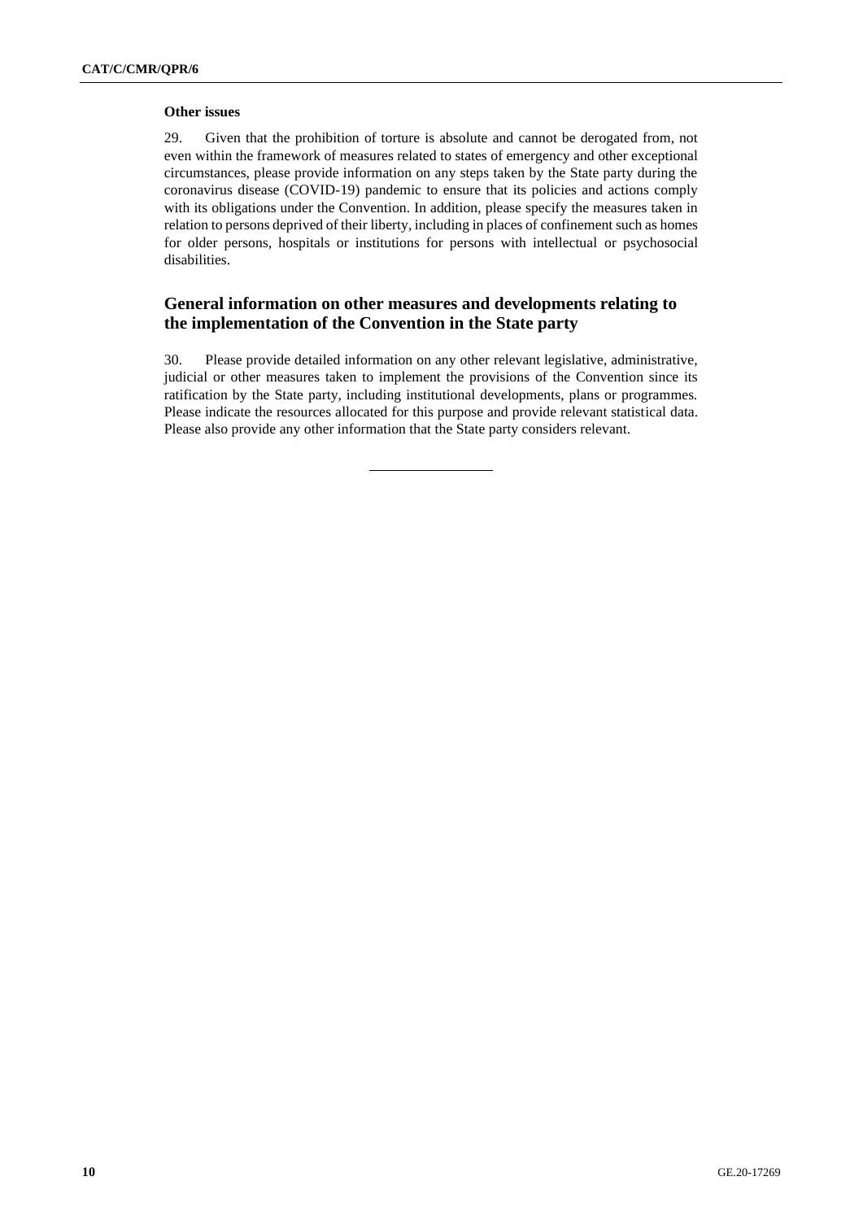### Other issues

29. Given that the prohibition of torture is absolute and cannot be derogated from, not even within the framework of measures related to states of emergency and other exceptional circumstances, please provide information on any steps taken by the State party during the coronavirus disease (COVID-19) pandemic to ensure that its policies and actions comply with its obligations under the Convention. In addition, please specify the measures taken in relation to persons deprived of their liberty, including in places of confinement such as homes for older persons, hospitals or institutions for persons with intellectual or psychosocial disabilities.

## General information on other measures and developments relating to the implementation of the Convention in the State party

30. Please provide detailed information on any other relevant legislative, administrative, judicial or other measures taken to implement the provisions of the Convention since its ratification by the State party, including institutional developments, plans or programmes. Please indicate the resources allocated for this purpose and provide relevant statistical data. Please also provide any other information that the State party considers relevant.